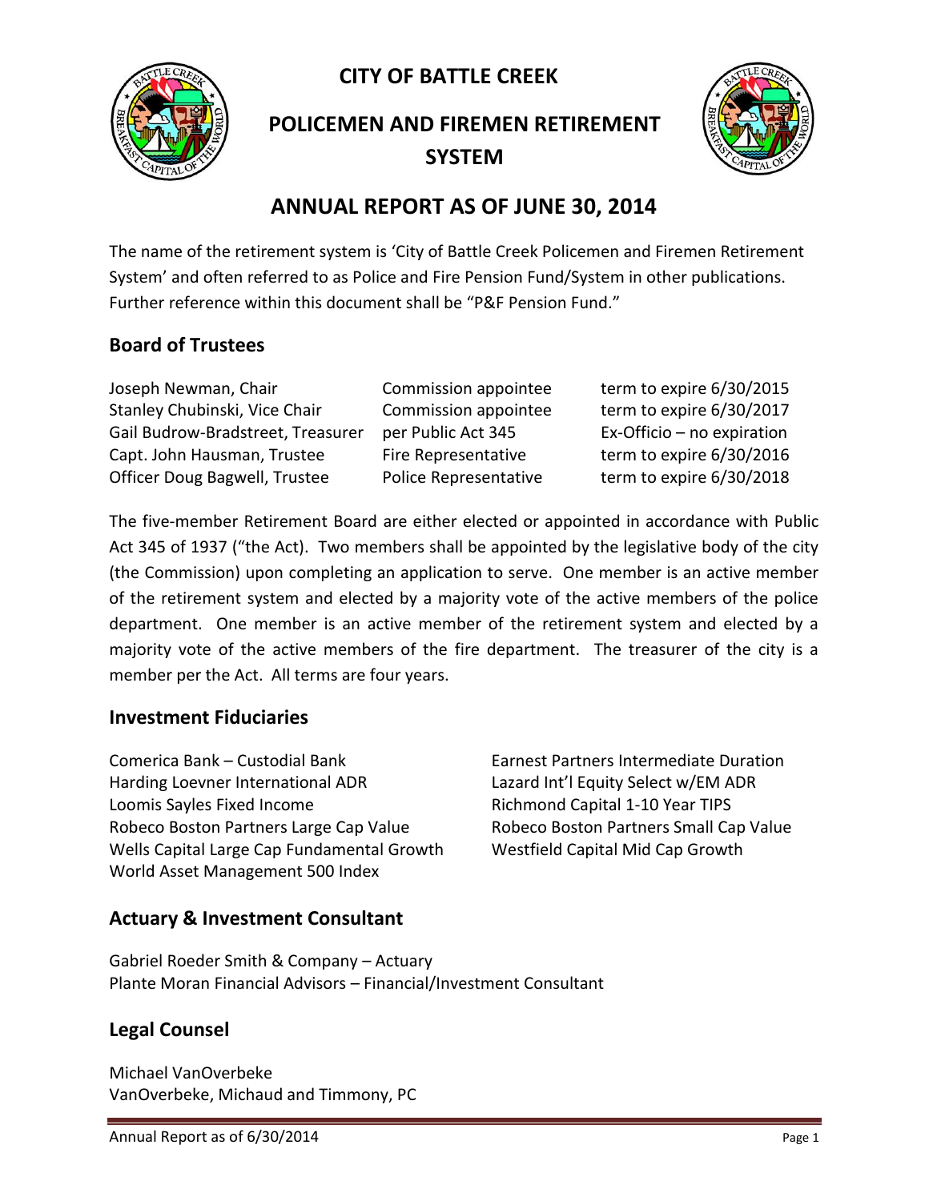# CITY OF BATTLE CREEK

# POLICEMEN AND FIREMEN RETIREMENT SYSTEM

# ANNUAL REPORT AS OF JUNE 30, 2014

The name of the retirement system is 'City of Battle Creek Policemen and Firemen Retirement System' and often referred to as Police and Fire Pension Fund/System in other publications. Further reference within this document shall be "P&F Pension Fund."

## Board of Trustees

| | | |
|---|---|---|
| Joseph Newman, Chair | Commission appointee | term to expire 6/30/2015 |
| Stanley Chubinski, Vice Chair | Commission appointee | term to expire 6/30/2017 |
| Gail Budrow-Bradstreet, Treasurer | per Public Act 345 | Ex-Officio – no expiration |
| Capt. John Hausman, Trustee | Fire Representative | term to expire 6/30/2016 |
| Officer Doug Bagwell, Trustee | Police Representative | term to expire 6/30/2018 |

The five-member Retirement Board are either elected or appointed in accordance with Public Act 345 of 1937 ("the Act). Two members shall be appointed by the legislative body of the city (the Commission) upon completing an application to serve. One member is an active member of the retirement system and elected by a majority vote of the active members of the police department. One member is an active member of the retirement system and elected by a majority vote of the active members of the fire department. The treasurer of the city is a member per the Act. All terms are four years.

## Investment Fiduciaries

Comerica Bank – Custodial Bank
Harding Loevner International ADR
Loomis Sayles Fixed Income
Robeco Boston Partners Large Cap Value
Wells Capital Large Cap Fundamental Growth
World Asset Management 500 Index
Earnest Partners Intermediate Duration
Lazard Int'l Equity Select w/EM ADR
Richmond Capital 1-10 Year TIPS
Robeco Boston Partners Small Cap Value
Westfield Capital Mid Cap Growth

## Actuary & Investment Consultant

Gabriel Roeder Smith & Company – Actuary
Plante Moran Financial Advisors – Financial/Investment Consultant

## Legal Counsel

Michael VanOverbeke
VanOverbeke, Michaud and Timmony, PC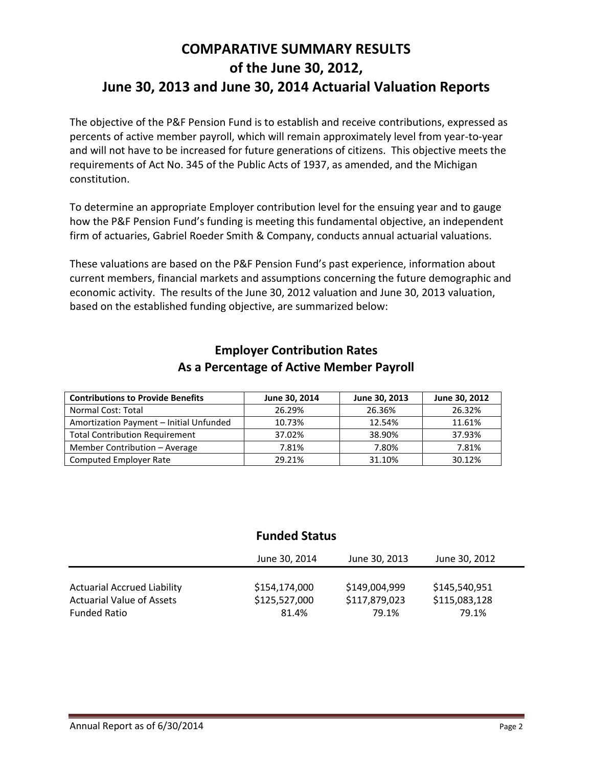# COMPARATIVE SUMMARY RESULTS of the June 30, 2012, June 30, 2013 and June 30, 2014 Actuarial Valuation Reports

The objective of the P&F Pension Fund is to establish and receive contributions, expressed as percents of active member payroll, which will remain approximately level from year-to-year and will not have to be increased for future generations of citizens. This objective meets the requirements of Act No. 345 of the Public Acts of 1937, as amended, and the Michigan constitution.

To determine an appropriate Employer contribution level for the ensuing year and to gauge how the P&F Pension Fund's funding is meeting this fundamental objective, an independent firm of actuaries, Gabriel Roeder Smith & Company, conducts annual actuarial valuations.

These valuations are based on the P&F Pension Fund's past experience, information about current members, financial markets and assumptions concerning the future demographic and economic activity. The results of the June 30, 2012 valuation and June 30, 2013 valuation, based on the established funding objective, are summarized below:

## Employer Contribution Rates As a Percentage of Active Member Payroll

| Contributions to Provide Benefits | June 30, 2014 | June 30, 2013 | June 30, 2012 |
|---|---|---|---|
| Normal Cost: Total | 26.29% | 26.36% | 26.32% |
| Amortization Payment – Initial Unfunded | 10.73% | 12.54% | 11.61% |
| Total Contribution Requirement | 37.02% | 38.90% | 37.93% |
| Member Contribution – Average | 7.81% | 7.80% | 7.81% |
| Computed Employer Rate | 29.21% | 31.10% | 30.12% |

## Funded Status

| | June 30, 2014 | June 30, 2013 | June 30, 2012 |
|---|---|---|---|
| Actuarial Accrued Liability | $154,174,000 | $149,004,999 | $145,540,951 |
| Actuarial Value of Assets | $125,527,000 | $117,879,023 | $115,083,128 |
| Funded Ratio | 81.4% | 79.1% | 79.1% |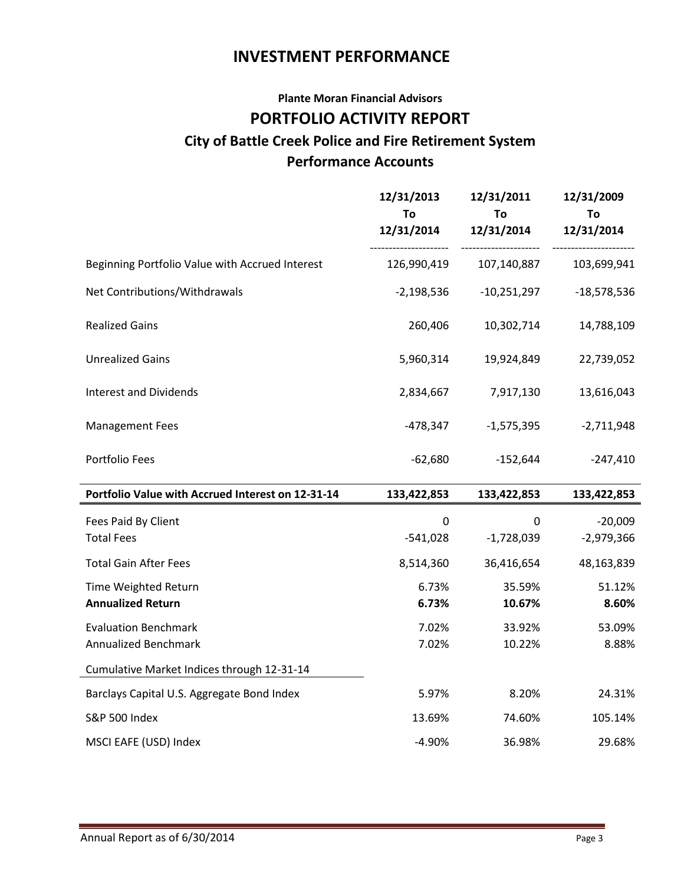# INVESTMENT PERFORMANCE

### Plante Moran Financial Advisors

## PORTFOLIO ACTIVITY REPORT

### City of Battle Creek Police and Fire Retirement System

### Performance Accounts

| | 12/31/2013 To 12/31/2014 | 12/31/2011 To 12/31/2014 | 12/31/2009 To 12/31/2014 |
|---|---|---|---|
| Beginning Portfolio Value with Accrued Interest | 126,990,419 | 107,140,887 | 103,699,941 |
| Net Contributions/Withdrawals | -2,198,536 | -10,251,297 | -18,578,536 |
| Realized Gains | 260,406 | 10,302,714 | 14,788,109 |
| Unrealized Gains | 5,960,314 | 19,924,849 | 22,739,052 |
| Interest and Dividends | 2,834,667 | 7,917,130 | 13,616,043 |
| Management Fees | -478,347 | -1,575,395 | -2,711,948 |
| Portfolio Fees | -62,680 | -152,644 | -247,410 |
| **Portfolio Value with Accrued Interest on 12-31-14** | **133,422,853** | **133,422,853** | **133,422,853** |
| Fees Paid By Client | 0 | 0 | -20,009 |
| Total Fees | -541,028 | -1,728,039 | -2,979,366 |
| Total Gain After Fees | 8,514,360 | 36,416,654 | 48,163,839 |
| Time Weighted Return | 6.73% | 35.59% | 51.12% |
| **Annualized Return** | **6.73%** | **10.67%** | **8.60%** |
| Evaluation Benchmark | 7.02% | 33.92% | 53.09% |
| Annualized Benchmark | 7.02% | 10.22% | 8.88% |
| Cumulative Market Indices through 12-31-14 | | | |
| Barclays Capital U.S. Aggregate Bond Index | 5.97% | 8.20% | 24.31% |
| S&P 500 Index | 13.69% | 74.60% | 105.14% |
| MSCI EAFE (USD) Index | -4.90% | 36.98% | 29.68% |

Annual Report as of 6/30/2014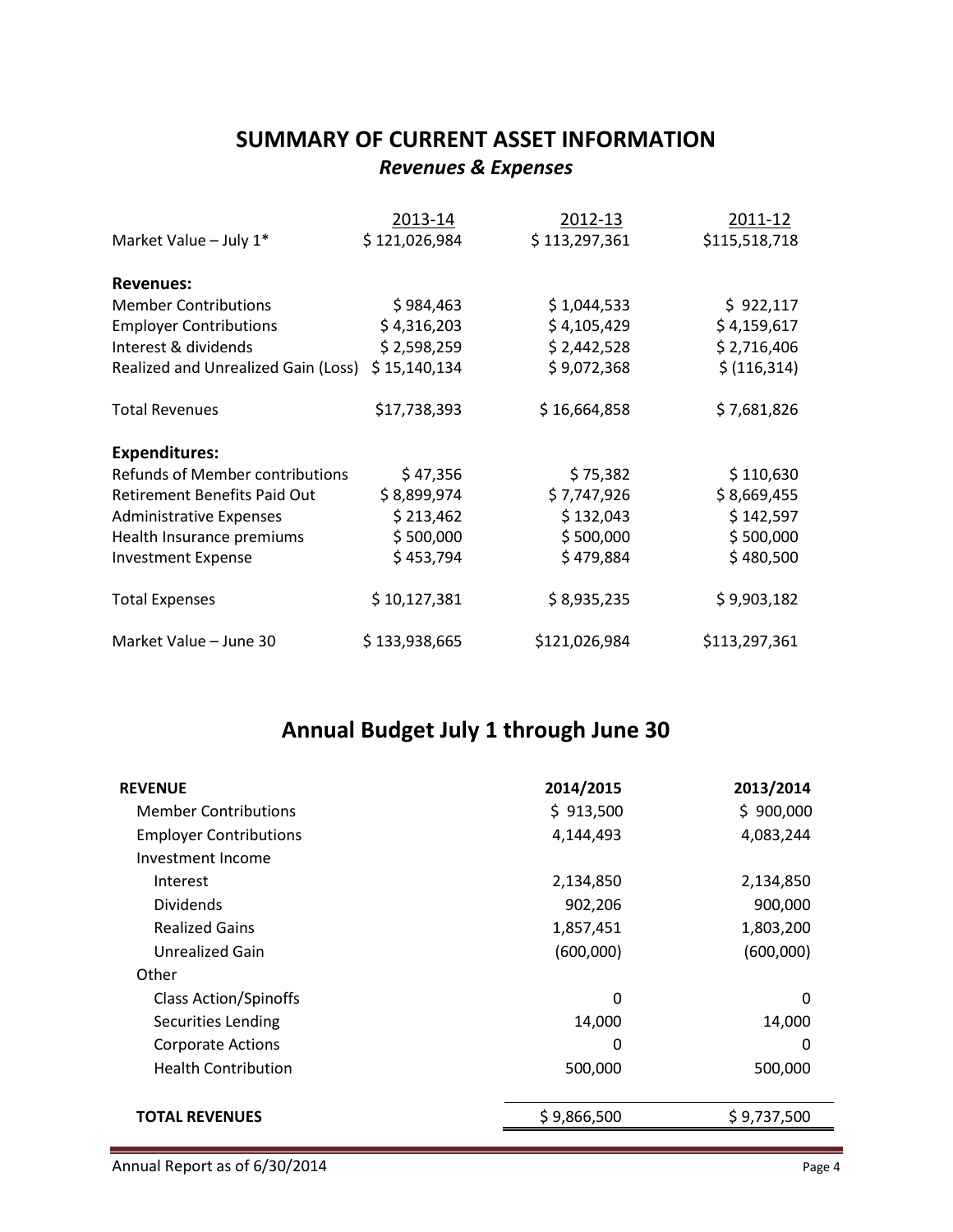## SUMMARY OF CURRENT ASSET INFORMATION

### *Revenues & Expenses*

| | 2013-14 | 2012-13 | 2011-12 |
|---|---|---|---|
| Market Value – July 1* | $ 121,026,984 | $ 113,297,361 | $115,518,718 |
| **Revenues:** | | | |
| Member Contributions | $ 984,463 | $ 1,044,533 | $ 922,117 |
| Employer Contributions | $ 4,316,203 | $ 4,105,429 | $ 4,159,617 |
| Interest & dividends | $ 2,598,259 | $ 2,442,528 | $ 2,716,406 |
| Realized and Unrealized Gain (Loss) | $ 15,140,134 | $ 9,072,368 | $ (116,314) |
| Total Revenues | $17,738,393 | $ 16,664,858 | $ 7,681,826 |
| **Expenditures:** | | | |
| Refunds of Member contributions | $ 47,356 | $ 75,382 | $ 110,630 |
| Retirement Benefits Paid Out | $ 8,899,974 | $ 7,747,926 | $ 8,669,455 |
| Administrative Expenses | $ 213,462 | $ 132,043 | $ 142,597 |
| Health Insurance premiums | $ 500,000 | $ 500,000 | $ 500,000 |
| Investment Expense | $ 453,794 | $ 479,884 | $ 480,500 |
| Total Expenses | $ 10,127,381 | $ 8,935,235 | $ 9,903,182 |
| Market Value – June 30 | $ 133,938,665 | $121,026,984 | $113,297,361 |

## Annual Budget July 1 through June 30

| **REVENUE** | **2014/2015** | **2013/2014** |
|---|---|---|
| Member Contributions | $ 913,500 | $ 900,000 |
| Employer Contributions | 4,144,493 | 4,083,244 |
| Investment Income | | |
| Interest | 2,134,850 | 2,134,850 |
| Dividends | 902,206 | 900,000 |
| Realized Gains | 1,857,451 | 1,803,200 |
| Unrealized Gain | (600,000) | (600,000) |
| Other | | |
| Class Action/Spinoffs | 0 | 0 |
| Securities Lending | 14,000 | 14,000 |
| Corporate Actions | 0 | 0 |
| Health Contribution | 500,000 | 500,000 |
| **TOTAL REVENUES** | $ 9,866,500 | $ 9,737,500 |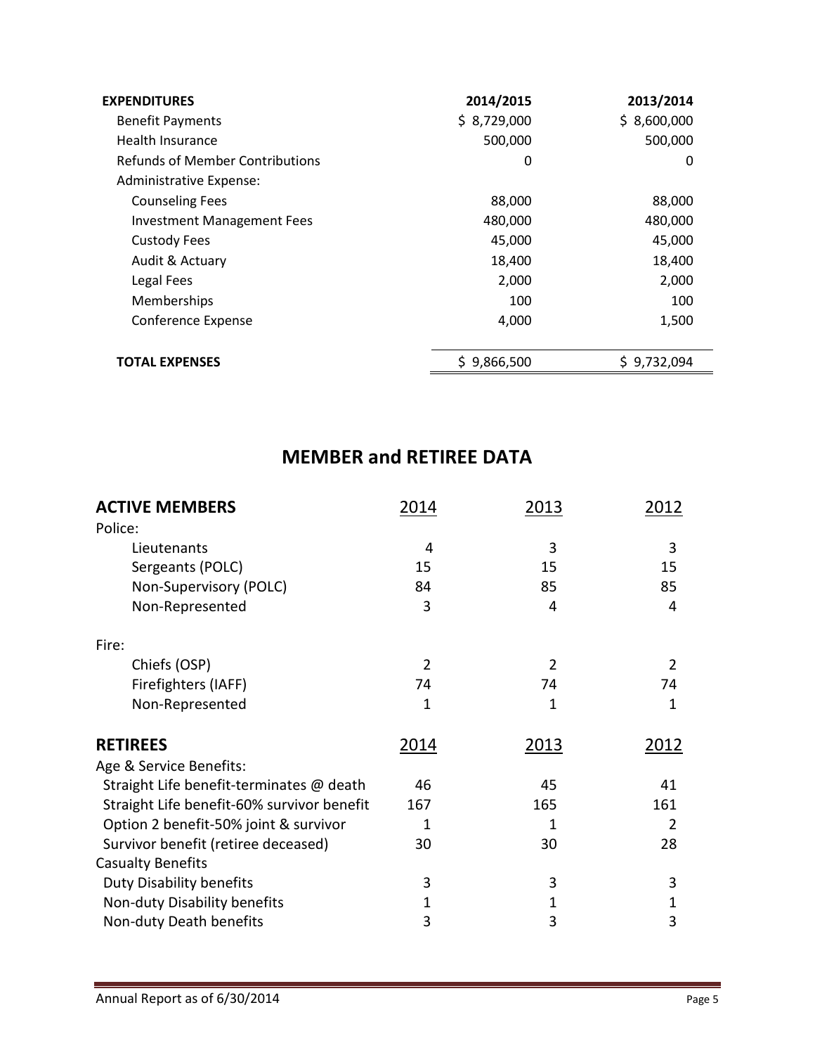| EXPENDITURES | 2014/2015 | 2013/2014 |
|---|---|---|
| Benefit Payments | $ 8,729,000 | $ 8,600,000 |
| Health Insurance | 500,000 | 500,000 |
| Refunds of Member Contributions | 0 | 0 |
| Administrative Expense: | | |
| Counseling Fees | 88,000 | 88,000 |
| Investment Management Fees | 480,000 | 480,000 |
| Custody Fees | 45,000 | 45,000 |
| Audit & Actuary | 18,400 | 18,400 |
| Legal Fees | 2,000 | 2,000 |
| Memberships | 100 | 100 |
| Conference Expense | 4,000 | 1,500 |
| **TOTAL EXPENSES** | $ 9,866,500 | $ 9,732,094 |

## MEMBER and RETIREE DATA

| ACTIVE MEMBERS | 2014 | 2013 | 2012 |
|---|---|---|---|
| Police: | | | |
| Lieutenants | 4 | 3 | 3 |
| Sergeants (POLC) | 15 | 15 | 15 |
| Non-Supervisory (POLC) | 84 | 85 | 85 |
| Non-Represented | 3 | 4 | 4 |
| Fire: | | | |
| Chiefs (OSP) | 2 | 2 | 2 |
| Firefighters (IAFF) | 74 | 74 | 74 |
| Non-Represented | 1 | 1 | 1 |

| RETIREES | 2014 | 2013 | 2012 |
|---|---|---|---|
| Age & Service Benefits: | | | |
| Straight Life benefit-terminates @ death | 46 | 45 | 41 |
| Straight Life benefit-60% survivor benefit | 167 | 165 | 161 |
| Option 2 benefit-50% joint & survivor | 1 | 1 | 2 |
| Survivor benefit (retiree deceased) | 30 | 30 | 28 |
| Casualty Benefits | | | |
| Duty Disability benefits | 3 | 3 | 3 |
| Non-duty Disability benefits | 1 | 1 | 1 |
| Non-duty Death benefits | 3 | 3 | 3 |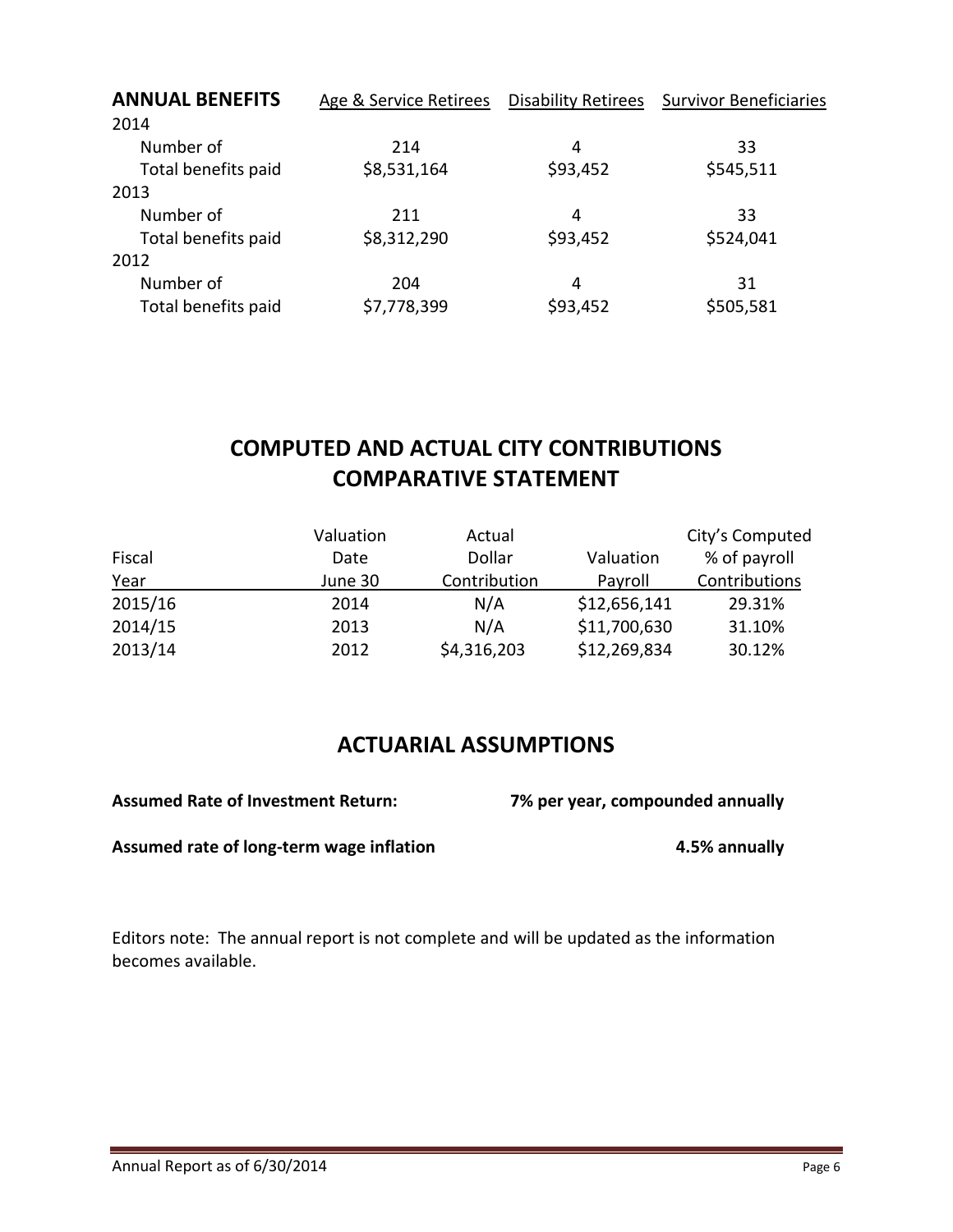| ANNUAL BENEFITS | Age & Service Retirees | Disability Retirees | Survivor Beneficiaries |
|---|---|---|---|
| 2014 | | | |
| Number of | 214 | 4 | 33 |
| Total benefits paid | $8,531,164 | $93,452 | $545,511 |
| 2013 | | | |
| Number of | 211 | 4 | 33 |
| Total benefits paid | $8,312,290 | $93,452 | $524,041 |
| 2012 | | | |
| Number of | 204 | 4 | 31 |
| Total benefits paid | $7,778,399 | $93,452 | $505,581 |

## COMPUTED AND ACTUAL CITY CONTRIBUTIONS COMPARATIVE STATEMENT

| Fiscal Year | Valuation Date June 30 | Actual Dollar Contribution | Valuation Payroll | City's Computed % of payroll Contributions |
|---|---|---|---|---|
| 2015/16 | 2014 | N/A | $12,656,141 | 29.31% |
| 2014/15 | 2013 | N/A | $11,700,630 | 31.10% |
| 2013/14 | 2012 | $4,316,203 | $12,269,834 | 30.12% |

## ACTUARIAL ASSUMPTIONS

**Assumed Rate of Investment Return:** **7% per year, compounded annually**

**Assumed rate of long-term wage inflation** **4.5% annually**

Editors note: The annual report is not complete and will be updated as the information becomes available.